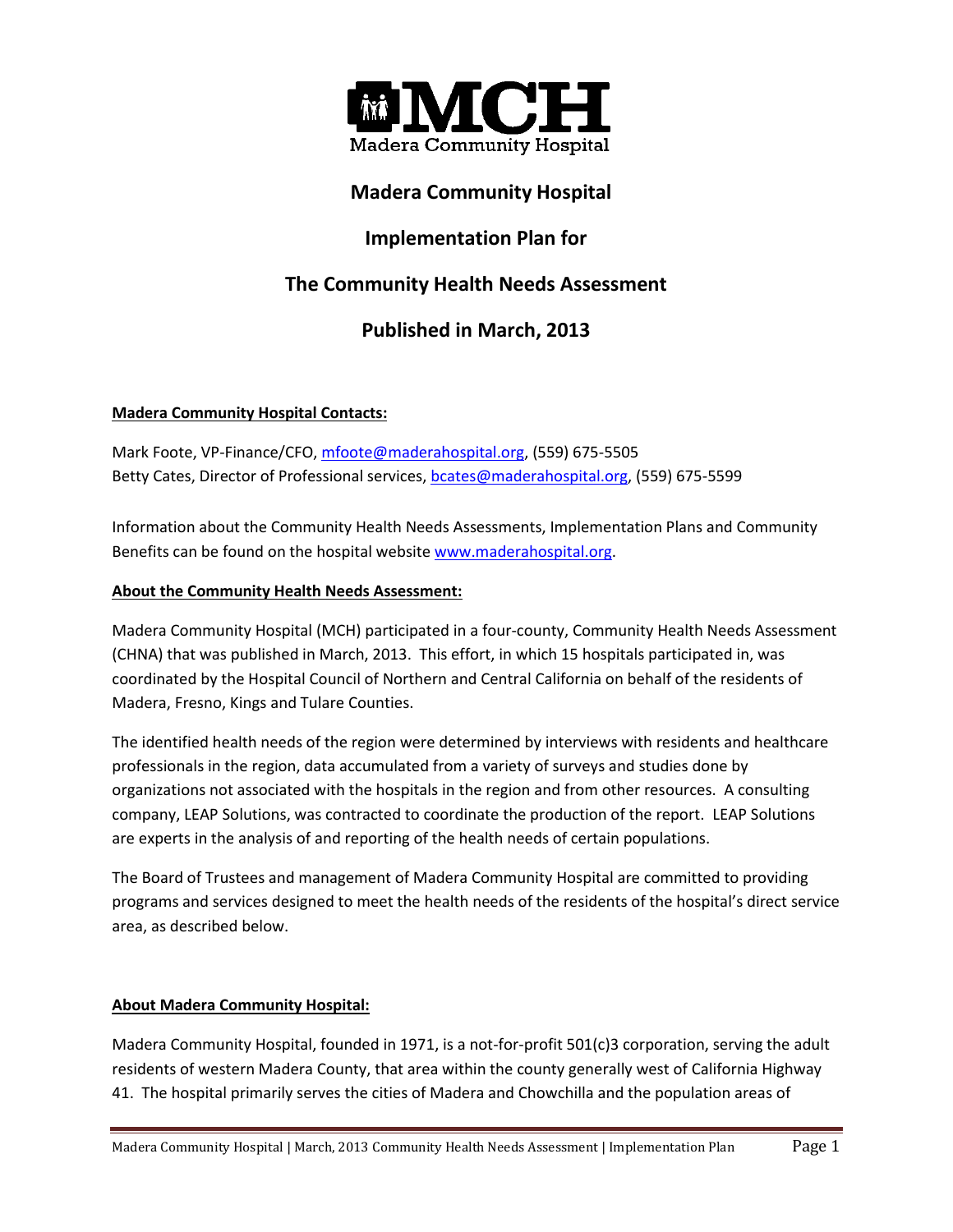MCH
Madera Community Hospital

# Madera Community Hospital

# Implementation Plan for

# The Community Health Needs Assessment

# Published in March, 2013

**Madera Community Hospital Contacts:**

Mark Foote, VP-Finance/CFO, mfoote@maderahospital.org, (559) 675-5505
Betty Cates, Director of Professional services, bcates@maderahospital.org, (559) 675-5599

Information about the Community Health Needs Assessments, Implementation Plans and Community Benefits can be found on the hospital website www.maderahospital.org.

**About the Community Health Needs Assessment:**

Madera Community Hospital (MCH) participated in a four-county, Community Health Needs Assessment (CHNA) that was published in March, 2013. This effort, in which 15 hospitals participated in, was coordinated by the Hospital Council of Northern and Central California on behalf of the residents of Madera, Fresno, Kings and Tulare Counties.

The identified health needs of the region were determined by interviews with residents and healthcare professionals in the region, data accumulated from a variety of surveys and studies done by organizations not associated with the hospitals in the region and from other resources. A consulting company, LEAP Solutions, was contracted to coordinate the production of the report. LEAP Solutions are experts in the analysis of and reporting of the health needs of certain populations.

The Board of Trustees and management of Madera Community Hospital are committed to providing programs and services designed to meet the health needs of the residents of the hospital's direct service area, as described below.

**About Madera Community Hospital:**

Madera Community Hospital, founded in 1971, is a not-for-profit 501(c)3 corporation, serving the adult residents of western Madera County, that area within the county generally west of California Highway 41. The hospital primarily serves the cities of Madera and Chowchilla and the population areas of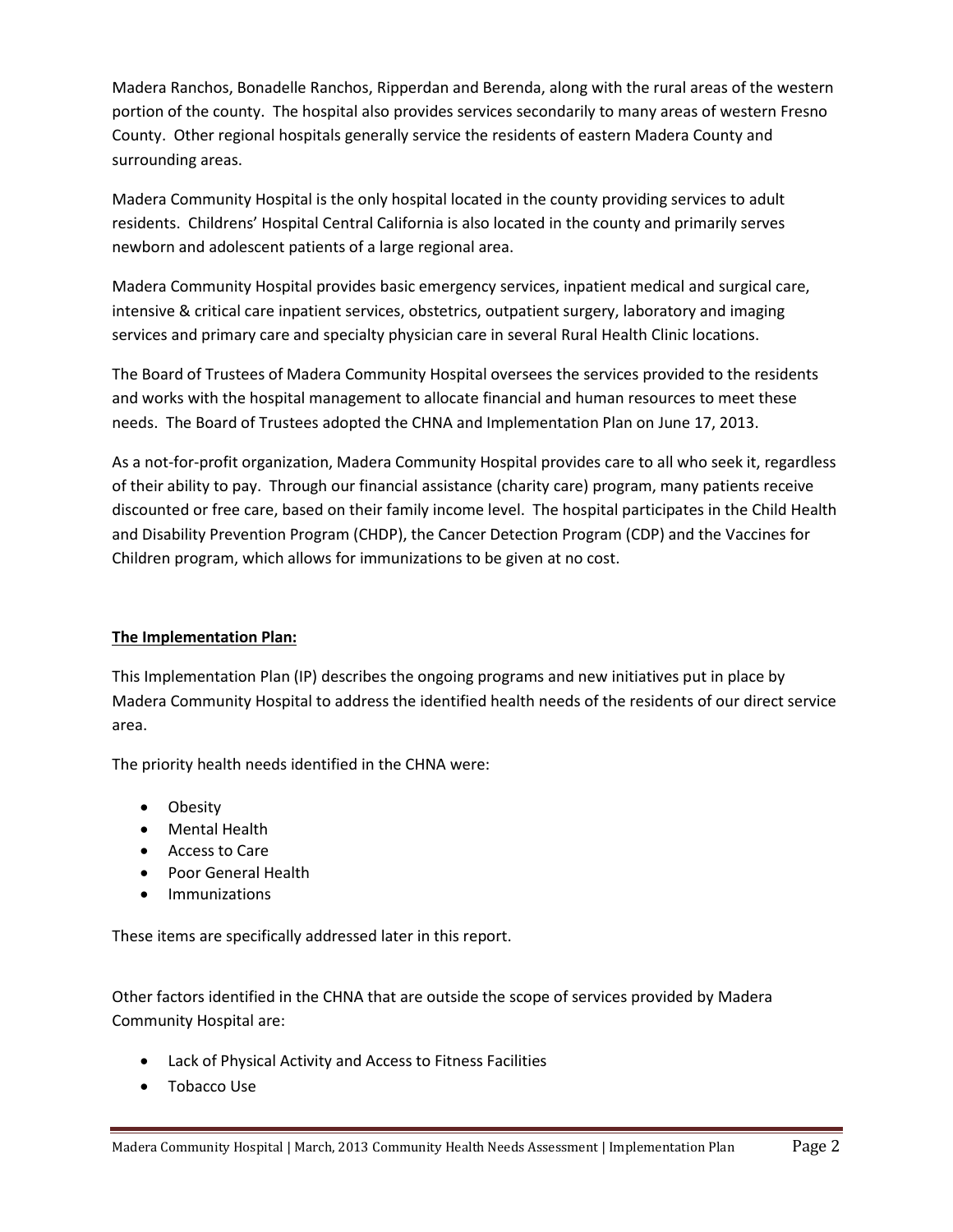Madera Ranchos, Bonadelle Ranchos, Ripperdan and Berenda, along with the rural areas of the western portion of the county. The hospital also provides services secondarily to many areas of western Fresno County. Other regional hospitals generally service the residents of eastern Madera County and surrounding areas.

Madera Community Hospital is the only hospital located in the county providing services to adult residents. Childrens' Hospital Central California is also located in the county and primarily serves newborn and adolescent patients of a large regional area.

Madera Community Hospital provides basic emergency services, inpatient medical and surgical care, intensive & critical care inpatient services, obstetrics, outpatient surgery, laboratory and imaging services and primary care and specialty physician care in several Rural Health Clinic locations.

The Board of Trustees of Madera Community Hospital oversees the services provided to the residents and works with the hospital management to allocate financial and human resources to meet these needs. The Board of Trustees adopted the CHNA and Implementation Plan on June 17, 2013.

As a not-for-profit organization, Madera Community Hospital provides care to all who seek it, regardless of their ability to pay. Through our financial assistance (charity care) program, many patients receive discounted or free care, based on their family income level. The hospital participates in the Child Health and Disability Prevention Program (CHDP), the Cancer Detection Program (CDP) and the Vaccines for Children program, which allows for immunizations to be given at no cost.

**The Implementation Plan:**

This Implementation Plan (IP) describes the ongoing programs and new initiatives put in place by Madera Community Hospital to address the identified health needs of the residents of our direct service area.

The priority health needs identified in the CHNA were:

- Obesity
- Mental Health
- Access to Care
- Poor General Health
- Immunizations

These items are specifically addressed later in this report.

Other factors identified in the CHNA that are outside the scope of services provided by Madera Community Hospital are:

- Lack of Physical Activity and Access to Fitness Facilities
- Tobacco Use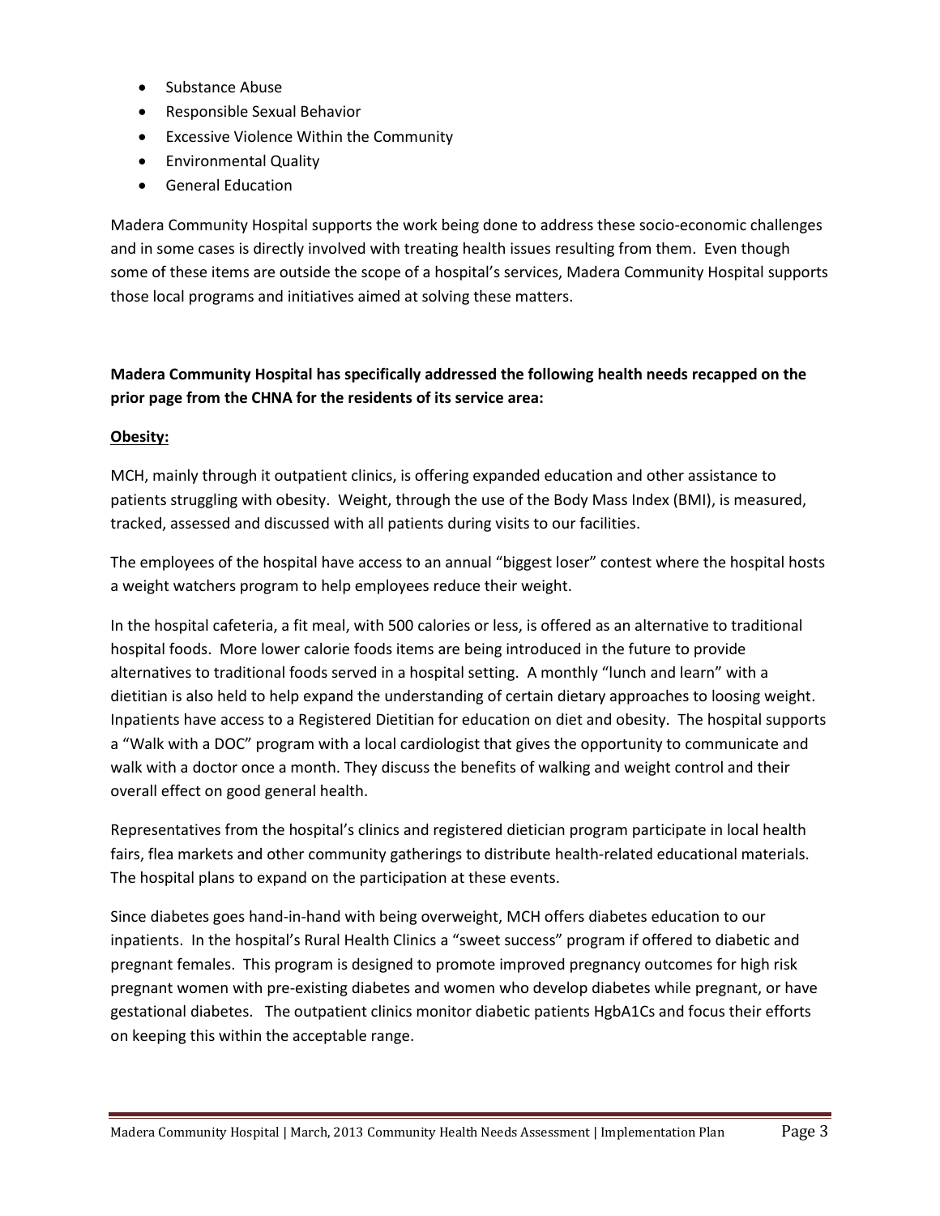- Substance Abuse
- Responsible Sexual Behavior
- Excessive Violence Within the Community
- Environmental Quality
- General Education

Madera Community Hospital supports the work being done to address these socio-economic challenges and in some cases is directly involved with treating health issues resulting from them. Even though some of these items are outside the scope of a hospital's services, Madera Community Hospital supports those local programs and initiatives aimed at solving these matters.

**Madera Community Hospital has specifically addressed the following health needs recapped on the prior page from the CHNA for the residents of its service area:**

**Obesity:**

MCH, mainly through it outpatient clinics, is offering expanded education and other assistance to patients struggling with obesity. Weight, through the use of the Body Mass Index (BMI), is measured, tracked, assessed and discussed with all patients during visits to our facilities.

The employees of the hospital have access to an annual "biggest loser" contest where the hospital hosts a weight watchers program to help employees reduce their weight.

In the hospital cafeteria, a fit meal, with 500 calories or less, is offered as an alternative to traditional hospital foods. More lower calorie foods items are being introduced in the future to provide alternatives to traditional foods served in a hospital setting. A monthly "lunch and learn" with a dietitian is also held to help expand the understanding of certain dietary approaches to loosing weight. Inpatients have access to a Registered Dietitian for education on diet and obesity. The hospital supports a "Walk with a DOC" program with a local cardiologist that gives the opportunity to communicate and walk with a doctor once a month. They discuss the benefits of walking and weight control and their overall effect on good general health.

Representatives from the hospital's clinics and registered dietician program participate in local health fairs, flea markets and other community gatherings to distribute health-related educational materials. The hospital plans to expand on the participation at these events.

Since diabetes goes hand-in-hand with being overweight, MCH offers diabetes education to our inpatients. In the hospital's Rural Health Clinics a "sweet success" program if offered to diabetic and pregnant females. This program is designed to promote improved pregnancy outcomes for high risk pregnant women with pre-existing diabetes and women who develop diabetes while pregnant, or have gestational diabetes. The outpatient clinics monitor diabetic patients HgbA1Cs and focus their efforts on keeping this within the acceptable range.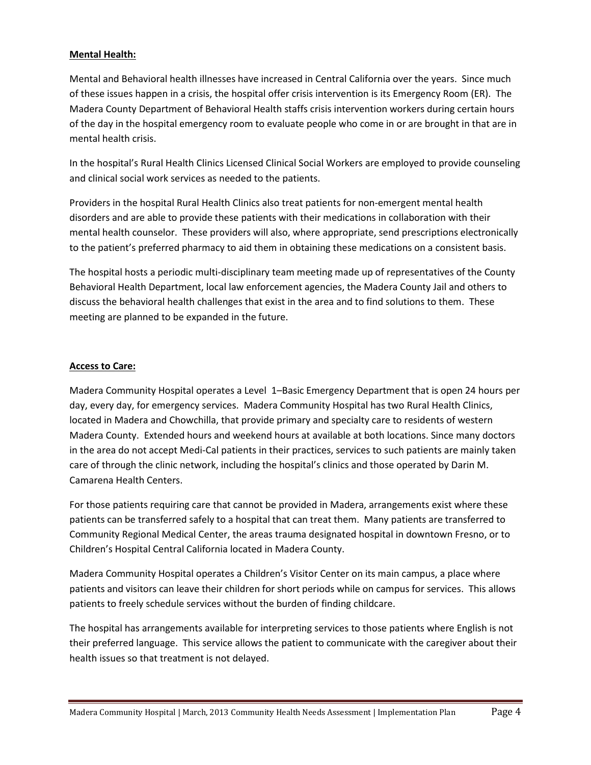**Mental Health:**

Mental and Behavioral health illnesses have increased in Central California over the years. Since much of these issues happen in a crisis, the hospital offer crisis intervention is its Emergency Room (ER). The Madera County Department of Behavioral Health staffs crisis intervention workers during certain hours of the day in the hospital emergency room to evaluate people who come in or are brought in that are in mental health crisis.

In the hospital's Rural Health Clinics Licensed Clinical Social Workers are employed to provide counseling and clinical social work services as needed to the patients.

Providers in the hospital Rural Health Clinics also treat patients for non-emergent mental health disorders and are able to provide these patients with their medications in collaboration with their mental health counselor. These providers will also, where appropriate, send prescriptions electronically to the patient's preferred pharmacy to aid them in obtaining these medications on a consistent basis.

The hospital hosts a periodic multi-disciplinary team meeting made up of representatives of the County Behavioral Health Department, local law enforcement agencies, the Madera County Jail and others to discuss the behavioral health challenges that exist in the area and to find solutions to them. These meeting are planned to be expanded in the future.

**Access to Care:**

Madera Community Hospital operates a Level 1–Basic Emergency Department that is open 24 hours per day, every day, for emergency services. Madera Community Hospital has two Rural Health Clinics, located in Madera and Chowchilla, that provide primary and specialty care to residents of western Madera County. Extended hours and weekend hours at available at both locations. Since many doctors in the area do not accept Medi-Cal patients in their practices, services to such patients are mainly taken care of through the clinic network, including the hospital's clinics and those operated by Darin M. Camarena Health Centers.

For those patients requiring care that cannot be provided in Madera, arrangements exist where these patients can be transferred safely to a hospital that can treat them. Many patients are transferred to Community Regional Medical Center, the areas trauma designated hospital in downtown Fresno, or to Children's Hospital Central California located in Madera County.

Madera Community Hospital operates a Children's Visitor Center on its main campus, a place where patients and visitors can leave their children for short periods while on campus for services. This allows patients to freely schedule services without the burden of finding childcare.

The hospital has arrangements available for interpreting services to those patients where English is not their preferred language. This service allows the patient to communicate with the caregiver about their health issues so that treatment is not delayed.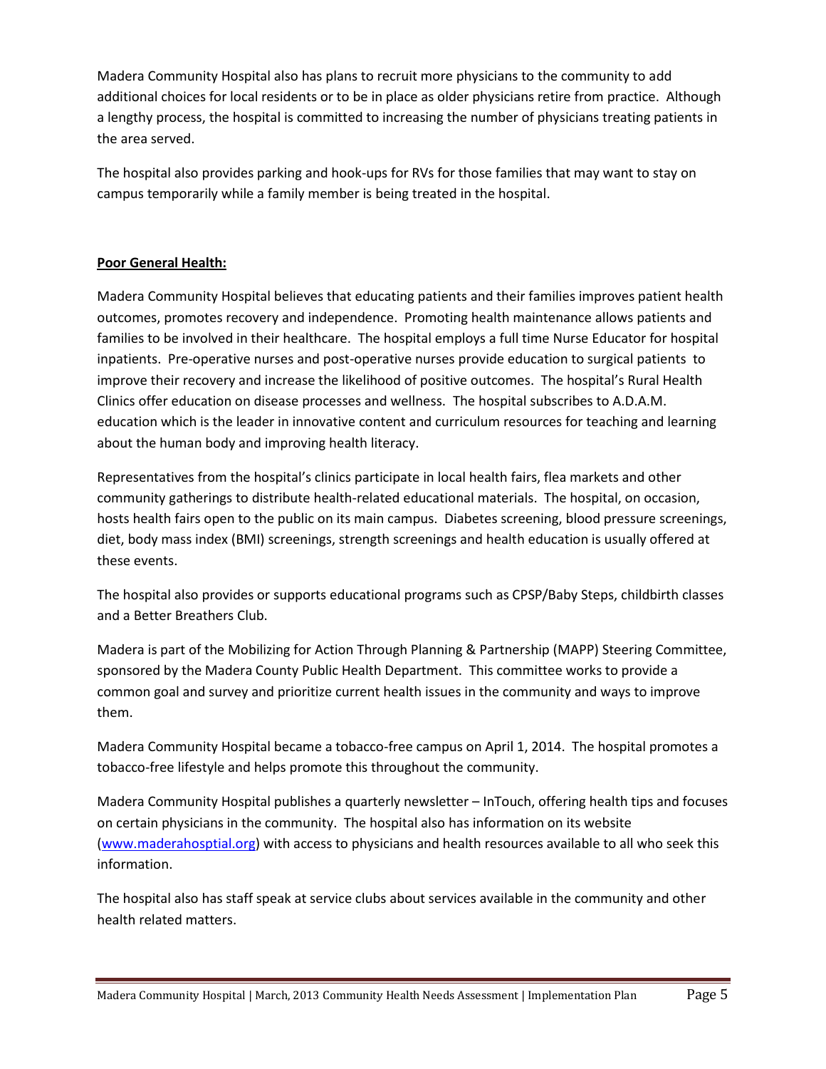Madera Community Hospital also has plans to recruit more physicians to the community to add additional choices for local residents or to be in place as older physicians retire from practice. Although a lengthy process, the hospital is committed to increasing the number of physicians treating patients in the area served.

The hospital also provides parking and hook-ups for RVs for those families that may want to stay on campus temporarily while a family member is being treated in the hospital.

**Poor General Health:**

Madera Community Hospital believes that educating patients and their families improves patient health outcomes, promotes recovery and independence. Promoting health maintenance allows patients and families to be involved in their healthcare. The hospital employs a full time Nurse Educator for hospital inpatients. Pre-operative nurses and post-operative nurses provide education to surgical patients to improve their recovery and increase the likelihood of positive outcomes. The hospital's Rural Health Clinics offer education on disease processes and wellness. The hospital subscribes to A.D.A.M. education which is the leader in innovative content and curriculum resources for teaching and learning about the human body and improving health literacy.

Representatives from the hospital's clinics participate in local health fairs, flea markets and other community gatherings to distribute health-related educational materials. The hospital, on occasion, hosts health fairs open to the public on its main campus. Diabetes screening, blood pressure screenings, diet, body mass index (BMI) screenings, strength screenings and health education is usually offered at these events.

The hospital also provides or supports educational programs such as CPSP/Baby Steps, childbirth classes and a Better Breathers Club.

Madera is part of the Mobilizing for Action Through Planning & Partnership (MAPP) Steering Committee, sponsored by the Madera County Public Health Department. This committee works to provide a common goal and survey and prioritize current health issues in the community and ways to improve them.

Madera Community Hospital became a tobacco-free campus on April 1, 2014. The hospital promotes a tobacco-free lifestyle and helps promote this throughout the community.

Madera Community Hospital publishes a quarterly newsletter – InTouch, offering health tips and focuses on certain physicians in the community. The hospital also has information on its website ([www.maderahosptial.org](http://www.maderahosptial.org)) with access to physicians and health resources available to all who seek this information.

The hospital also has staff speak at service clubs about services available in the community and other health related matters.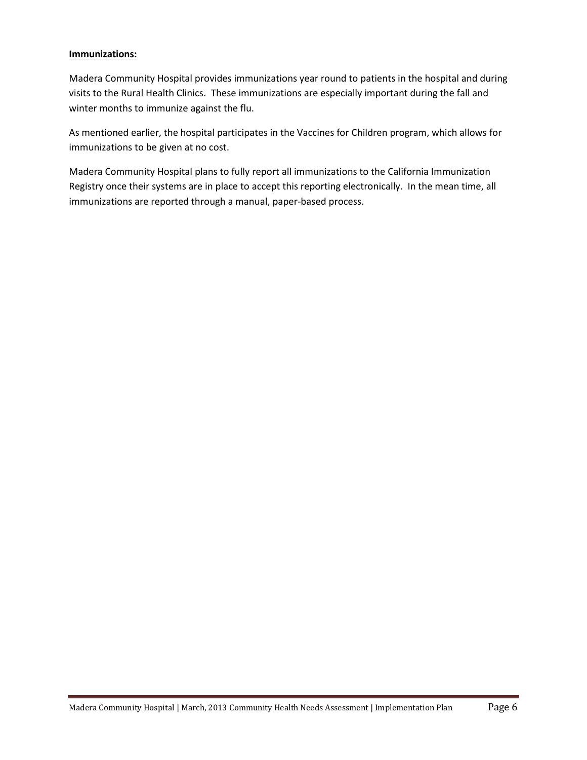**Immunizations:**

Madera Community Hospital provides immunizations year round to patients in the hospital and during visits to the Rural Health Clinics. These immunizations are especially important during the fall and winter months to immunize against the flu.

As mentioned earlier, the hospital participates in the Vaccines for Children program, which allows for immunizations to be given at no cost.

Madera Community Hospital plans to fully report all immunizations to the California Immunization Registry once their systems are in place to accept this reporting electronically. In the mean time, all immunizations are reported through a manual, paper-based process.